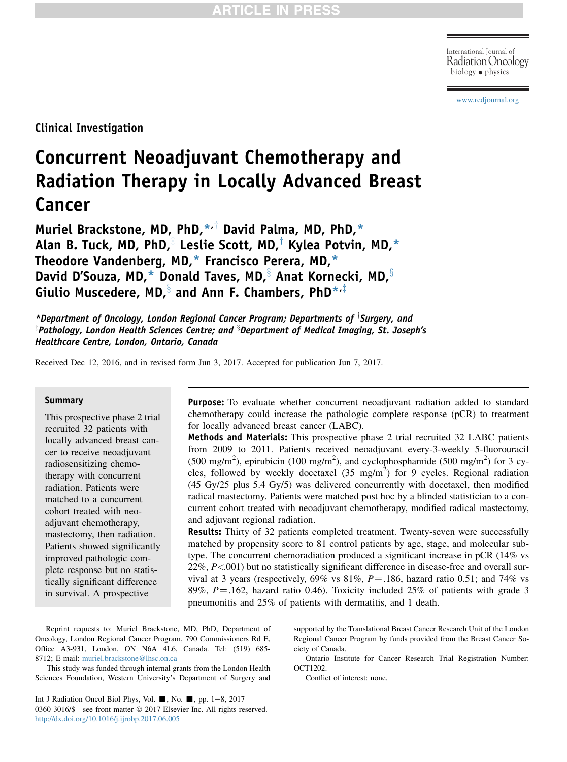ARTICLE IN PRESS

International Journal of Radiation Oncology biology • physics

www.redjournal.org

Clinical Investigation

# Concurrent Neoadjuvant Chemotherapy and Radiation Therapy in Locally Advanced Breast Cancer

**Muriel Brackstone, MD, PhD,[*,†] David Palma, MD, PhD,[*] Alan B. Tuck, MD, PhD,[‡] Leslie Scott, MD,[†] Kylea Potvin, MD,[*] Theodore Vandenberg, MD,[*] Francisco Perera, MD,[*] David D'Souza, MD,[*] Donald Taves, MD,[§] Anat Kornecki, MD,[§] Giulio Muscedere, MD,[§] and Ann F. Chambers, PhD[*,‡]**

*[*]Department of Oncology, London Regional Cancer Program; Departments of [†]Surgery, and [‡]Pathology, London Health Sciences Centre; and [§]Department of Medical Imaging, St. Joseph's Healthcare Centre, London, Ontario, Canada*

Received Dec 12, 2016, and in revised form Jun 3, 2017. Accepted for publication Jun 7, 2017.

**Summary**

This prospective phase 2 trial recruited 32 patients with locally advanced breast cancer to receive neoadjuvant radiosensitizing chemotherapy with concurrent radiation. Patients were matched to a concurrent cohort treated with neoadjuvant chemotherapy, mastectomy, then radiation. Patients showed significantly improved pathologic complete response but no statistically significant difference in survival. A prospective

**Purpose:** To evaluate whether concurrent neoadjuvant radiation added to standard chemotherapy could increase the pathologic complete response (pCR) to treatment for locally advanced breast cancer (LABC).

**Methods and Materials:** This prospective phase 2 trial recruited 32 LABC patients from 2009 to 2011. Patients received neoadjuvant every-3-weekly 5-fluorouracil (500 mg/m$^2$), epirubicin (100 mg/m$^2$), and cyclophosphamide (500 mg/m$^2$) for 3 cycles, followed by weekly docetaxel (35 mg/m$^2$) for 9 cycles. Regional radiation (45 Gy/25 plus 5.4 Gy/5) was delivered concurrently with docetaxel, then modified radical mastectomy. Patients were matched post hoc by a blinded statistician to a concurrent cohort treated with neoadjuvant chemotherapy, modified radical mastectomy, and adjuvant regional radiation.

**Results:** Thirty of 32 patients completed treatment. Twenty-seven were successfully matched by propensity score to 81 control patients by age, stage, and molecular subtype. The concurrent chemoradiation produced a significant increase in pCR (14% vs 22%, $P<.001$) but no statistically significant difference in disease-free and overall survival at 3 years (respectively, 69% vs 81%, $P=.186$, hazard ratio 0.51; and 74% vs 89%, $P=.162$, hazard ratio 0.46). Toxicity included 25% of patients with grade 3 pneumonitis and 25% of patients with dermatitis, and 1 death.

Reprint requests to: Muriel Brackstone, MD, PhD, Department of Oncology, London Regional Cancer Program, 790 Commissioners Rd E, Office A3-931, London, ON N6A 4L6, Canada. Tel: (519) 685-8712; E-mail: muriel.brackstone@lhsc.on.ca

This study was funded through internal grants from the London Health Sciences Foundation, Western University's Department of Surgery and supported by the Translational Breast Cancer Research Unit of the London Regional Cancer Program by funds provided from the Breast Cancer Society of Canada.

Ontario Institute for Cancer Research Trial Registration Number: OCT1202.

Conflict of interest: none.

Int J Radiation Oncol Biol Phys, Vol. ■, No. ■, pp. 1–8, 2017
0360-3016/$ - see front matter © 2017 Elsevier Inc. All rights reserved.
http://dx.doi.org/10.1016/j.ijrobp.2017.06.005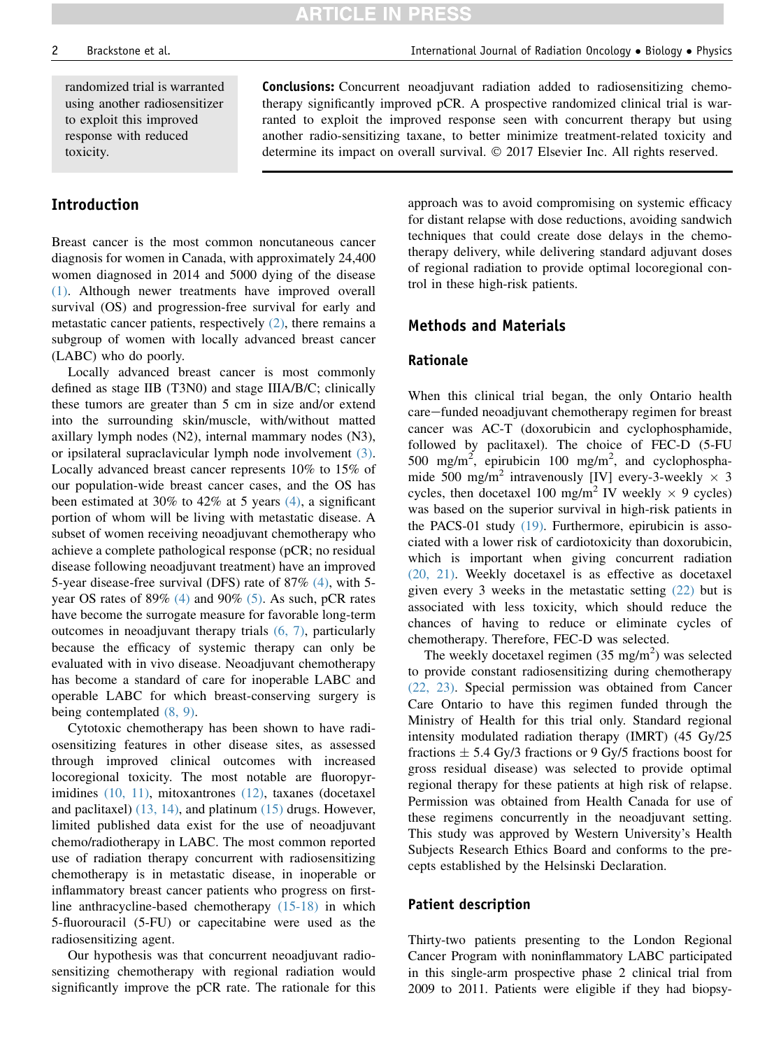randomized trial is warranted using another radiosensitizer to exploit this improved response with reduced toxicity.

**Conclusions:** Concurrent neoadjuvant radiation added to radiosensitizing chemotherapy significantly improved pCR. A prospective randomized clinical trial is warranted to exploit the improved response seen with concurrent therapy but using another radio-sensitizing taxane, to better minimize treatment-related toxicity and determine its impact on overall survival. © 2017 Elsevier Inc. All rights reserved.

## Introduction

Breast cancer is the most common noncutaneous cancer diagnosis for women in Canada, with approximately 24,400 women diagnosed in 2014 and 5000 dying of the disease (1). Although newer treatments have improved overall survival (OS) and progression-free survival for early and metastatic cancer patients, respectively (2), there remains a subgroup of women with locally advanced breast cancer (LABC) who do poorly.

Locally advanced breast cancer is most commonly defined as stage IIB (T3N0) and stage IIIA/B/C; clinically these tumors are greater than 5 cm in size and/or extend into the surrounding skin/muscle, with/without matted axillary lymph nodes (N2), internal mammary nodes (N3), or ipsilateral supraclavicular lymph node involvement (3). Locally advanced breast cancer represents 10% to 15% of our population-wide breast cancer cases, and the OS has been estimated at 30% to 42% at 5 years (4), a significant portion of whom will be living with metastatic disease. A subset of women receiving neoadjuvant chemotherapy who achieve a complete pathological response (pCR; no residual disease following neoadjuvant treatment) have an improved 5-year disease-free survival (DFS) rate of 87% (4), with 5-year OS rates of 89% (4) and 90% (5). As such, pCR rates have become the surrogate measure for favorable long-term outcomes in neoadjuvant therapy trials (6, 7), particularly because the efficacy of systemic therapy can only be evaluated with in vivo disease. Neoadjuvant chemotherapy has become a standard of care for inoperable LABC and operable LABC for which breast-conserving surgery is being contemplated (8, 9).

Cytotoxic chemotherapy has been shown to have radiosensitizing features in other disease sites, as assessed through improved clinical outcomes with increased locoregional toxicity. The most notable are fluoropyrimidines (10, 11), mitoxantrones (12), taxanes (docetaxel and paclitaxel) (13, 14), and platinum (15) drugs. However, limited published data exist for the use of neoadjuvant chemo/radiotherapy in LABC. The most common reported use of radiation therapy concurrent with radiosensitizing chemotherapy is in metastatic disease, in inoperable or inflammatory breast cancer patients who progress on first-line anthracycline-based chemotherapy (15-18) in which 5-fluorouracil (5-FU) or capecitabine were used as the radiosensitizing agent.

Our hypothesis was that concurrent neoadjuvant radiosensitizing chemotherapy with regional radiation would significantly improve the pCR rate. The rationale for this approach was to avoid compromising on systemic efficacy for distant relapse with dose reductions, avoiding sandwich techniques that could create dose delays in the chemotherapy delivery, while delivering standard adjuvant doses of regional radiation to provide optimal locoregional control in these high-risk patients.

## Methods and Materials

### Rationale

When this clinical trial began, the only Ontario health care−funded neoadjuvant chemotherapy regimen for breast cancer was AC-T (doxorubicin and cyclophosphamide, followed by paclitaxel). The choice of FEC-D (5-FU 500 mg/m$^2$, epirubicin 100 mg/m$^2$, and cyclophosphamide 500 mg/m$^2$ intravenously [IV] every-3-weekly × 3 cycles, then docetaxel 100 mg/m$^2$ IV weekly × 9 cycles) was based on the superior survival in high-risk patients in the PACS-01 study (19). Furthermore, epirubicin is associated with a lower risk of cardiotoxicity than doxorubicin, which is important when giving concurrent radiation (20, 21). Weekly docetaxel is as effective as docetaxel given every 3 weeks in the metastatic setting (22) but is associated with less toxicity, which should reduce the chances of having to reduce or eliminate cycles of chemotherapy. Therefore, FEC-D was selected.

The weekly docetaxel regimen (35 mg/m$^2$) was selected to provide constant radiosensitizing during chemotherapy (22, 23). Special permission was obtained from Cancer Care Ontario to have this regimen funded through the Ministry of Health for this trial only. Standard regional intensity modulated radiation therapy (IMRT) (45 Gy/25 fractions ± 5.4 Gy/3 fractions or 9 Gy/5 fractions boost for gross residual disease) was selected to provide optimal regional therapy for these patients at high risk of relapse. Permission was obtained from Health Canada for use of these regimens concurrently in the neoadjuvant setting. This study was approved by Western University's Health Subjects Research Ethics Board and conforms to the precepts established by the Helsinski Declaration.

### Patient description

Thirty-two patients presenting to the London Regional Cancer Program with noninflammatory LABC participated in this single-arm prospective phase 2 clinical trial from 2009 to 2011. Patients were eligible if they had biopsy-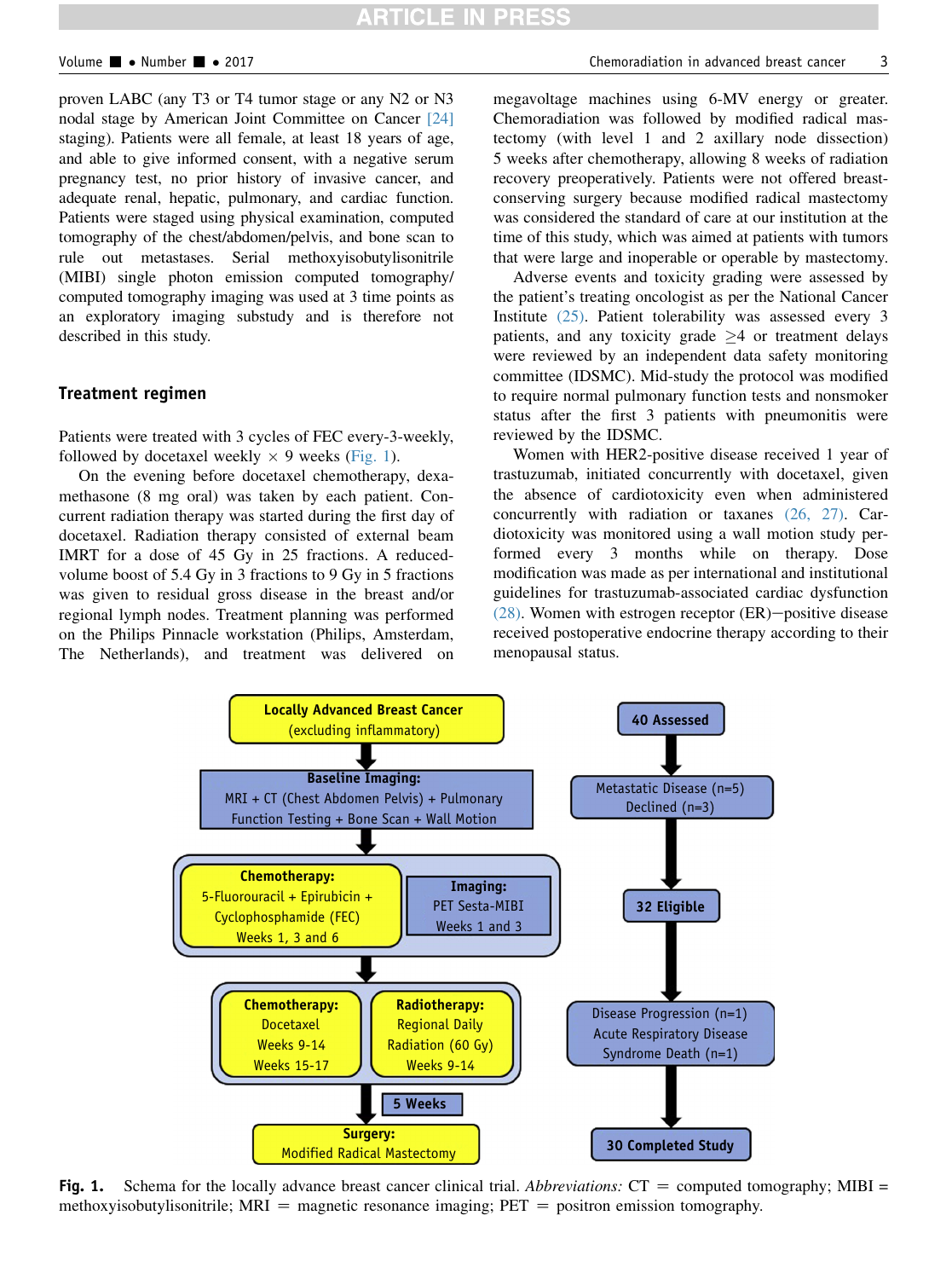proven LABC (any T3 or T4 tumor stage or any N2 or N3 nodal stage by American Joint Committee on Cancer [24] staging). Patients were all female, at least 18 years of age, and able to give informed consent, with a negative serum pregnancy test, no prior history of invasive cancer, and adequate renal, hepatic, pulmonary, and cardiac function. Patients were staged using physical examination, computed tomography of the chest/abdomen/pelvis, and bone scan to rule out metastases. Serial methoxyisobutylisonitrile (MIBI) single photon emission computed tomography/computed tomography imaging was used at 3 time points as an exploratory imaging substudy and is therefore not described in this study.

## Treatment regimen

Patients were treated with 3 cycles of FEC every-3-weekly, followed by docetaxel weekly × 9 weeks (Fig. 1).

On the evening before docetaxel chemotherapy, dexamethasone (8 mg oral) was taken by each patient. Concurrent radiation therapy was started during the first day of docetaxel. Radiation therapy consisted of external beam IMRT for a dose of 45 Gy in 25 fractions. A reduced-volume boost of 5.4 Gy in 3 fractions to 9 Gy in 5 fractions was given to residual gross disease in the breast and/or regional lymph nodes. Treatment planning was performed on the Philips Pinnacle workstation (Philips, Amsterdam, The Netherlands), and treatment was delivered on megavoltage machines using 6-MV energy or greater. Chemoradiation was followed by modified radical mastectomy (with level 1 and 2 axillary node dissection) 5 weeks after chemotherapy, allowing 8 weeks of radiation recovery preoperatively. Patients were not offered breast-conserving surgery because modified radical mastectomy was considered the standard of care at our institution at the time of this study, which was aimed at patients with tumors that were large and inoperable or operable by mastectomy.

Adverse events and toxicity grading were assessed by the patient's treating oncologist as per the National Cancer Institute (25). Patient tolerability was assessed every 3 patients, and any toxicity grade ≥4 or treatment delays were reviewed by an independent data safety monitoring committee (IDSMC). Mid-study the protocol was modified to require normal pulmonary function tests and nonsmoker status after the first 3 patients with pneumonitis were reviewed by the IDSMC.

Women with HER2-positive disease received 1 year of trastuzumab, initiated concurrently with docetaxel, given the absence of cardiotoxicity even when administered concurrently with radiation or taxanes (26, 27). Cardiotoxicity was monitored using a wall motion study performed every 3 months while on therapy. Dose modification was made as per international and institutional guidelines for trastuzumab-associated cardiac dysfunction (28). Women with estrogen receptor (ER)−positive disease received postoperative endocrine therapy according to their menopausal status.

**Fig. 1.** Schema for the locally advance breast cancer clinical trial. *Abbreviations:* CT = computed tomography; MIBI = methoxyisobutylisonitrile; MRI = magnetic resonance imaging; PET = positron emission tomography.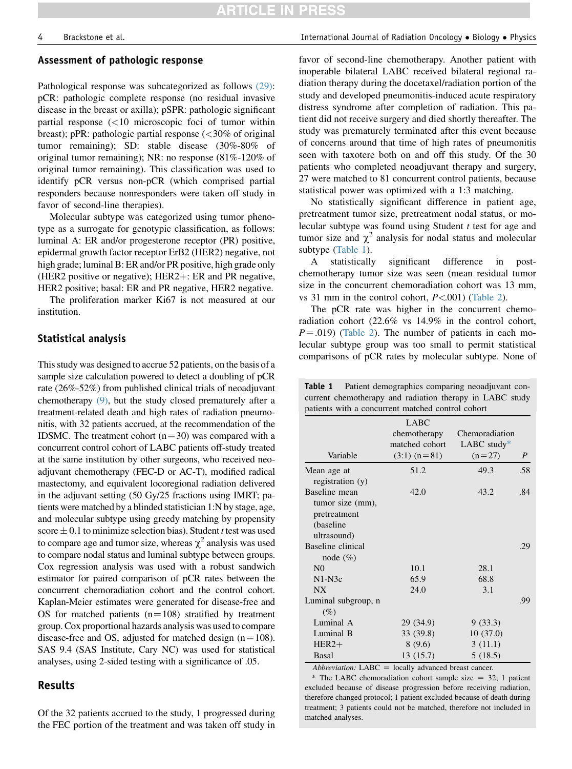## Assessment of pathologic response

Pathological response was subcategorized as follows (29): pCR: pathologic complete response (no residual invasive disease in the breast or axilla); pSPR: pathologic significant partial response (<10 microscopic foci of tumor within breast); pPR: pathologic partial response (<30% of original tumor remaining); SD: stable disease (30%-80% of original tumor remaining); NR: no response (81%-120% of original tumor remaining). This classification was used to identify pCR versus non-pCR (which comprised partial responders because nonresponders were taken off study in favor of second-line therapies).

Molecular subtype was categorized using tumor phenotype as a surrogate for genotypic classification, as follows: luminal A: ER and/or progesterone receptor (PR) positive, epidermal growth factor receptor ErB2 (HER2) negative, not high grade; luminal B: ER and/or PR positive, high grade only (HER2 positive or negative); HER2+: ER and PR negative, HER2 positive; basal: ER and PR negative, HER2 negative.

The proliferation marker Ki67 is not measured at our institution.

## Statistical analysis

This study was designed to accrue 52 patients, on the basis of a sample size calculation powered to detect a doubling of pCR rate (26%-52%) from published clinical trials of neoadjuvant chemotherapy (9), but the study closed prematurely after a treatment-related death and high rates of radiation pneumonitis, with 32 patients accrued, at the recommendation of the IDSMC. The treatment cohort (n=30) was compared with a concurrent control cohort of LABC patients off-study treated at the same institution by other surgeons, who received neoadjuvant chemotherapy (FEC-D or AC-T), modified radical mastectomy, and equivalent locoregional radiation delivered in the adjuvant setting (50 Gy/25 fractions using IMRT; patients were matched by a blinded statistician 1:N by stage, age, and molecular subtype using greedy matching by propensity score ± 0.1 to minimize selection bias). Student *t* test was used to compare age and tumor size, whereas $\chi^2$ analysis was used to compare nodal status and luminal subtype between groups. Cox regression analysis was used with a robust sandwich estimator for paired comparison of pCR rates between the concurrent chemoradiation cohort and the control cohort. Kaplan-Meier estimates were generated for disease-free and OS for matched patients (n=108) stratified by treatment group. Cox proportional hazards analysis was used to compare disease-free and OS, adjusted for matched design (n=108). SAS 9.4 (SAS Institute, Cary NC) was used for statistical analyses, using 2-sided testing with a significance of .05.

## Results

Of the 32 patients accrued to the study, 1 progressed during the FEC portion of the treatment and was taken off study in favor of second-line chemotherapy. Another patient with inoperable bilateral LABC received bilateral regional radiation therapy during the docetaxel/radiation portion of the study and developed pneumonitis-induced acute respiratory distress syndrome after completion of radiation. This patient did not receive surgery and died shortly thereafter. The study was prematurely terminated after this event because of concerns around that time of high rates of pneumonitis seen with taxotere both on and off this study. Of the 30 patients who completed neoadjuvant therapy and surgery, 27 were matched to 81 concurrent control patients, because statistical power was optimized with a 1:3 matching.

No statistically significant difference in patient age, pretreatment tumor size, pretreatment nodal status, or molecular subtype was found using Student *t* test for age and tumor size and $\chi^2$ analysis for nodal status and molecular subtype (Table 1).

A statistically significant difference in post-chemotherapy tumor size was seen (mean residual tumor size in the concurrent chemoradiation cohort was 13 mm, vs 31 mm in the control cohort, $P<.001$) (Table 2).

The pCR rate was higher in the concurrent chemoradiation cohort (22.6% vs 14.9% in the control cohort, $P=.019$) (Table 2). The number of patients in each molecular subtype group was too small to permit statistical comparisons of pCR rates by molecular subtype. None of

**Table 1** Patient demographics comparing neoadjuvant concurrent chemotherapy and radiation therapy in LABC study patients with a concurrent matched control cohort

| Variable | LABC chemotherapy matched cohort (3:1) (n=81) | Chemoradiation LABC study* (n=27) | *P* |
|---|---|---|---|
| Mean age at registration (y) | 51.2 | 49.3 | .58 |
| Baseline mean tumor size (mm), pretreatment (baseline ultrasound) | 42.0 | 43.2 | .84 |
| Baseline clinical node (%) | | | .29 |
| N0 | 10.1 | 28.1 | |
| N1-N3c | 65.9 | 68.8 | |
| NX | 24.0 | 3.1 | |
| Luminal subgroup, n (%) | | | .99 |
| Luminal A | 29 (34.9) | 9 (33.3) | |
| Luminal B | 33 (39.8) | 10 (37.0) | |
| HER2+ | 8 (9.6) | 3 (11.1) | |
| Basal | 13 (15.7) | 5 (18.5) | |

*Abbreviation:* LABC = locally advanced breast cancer.

\* The LABC chemoradiation cohort sample size = 32; 1 patient excluded because of disease progression before receiving radiation, therefore changed protocol; 1 patient excluded because of death during treatment; 3 patients could not be matched, therefore not included in matched analyses.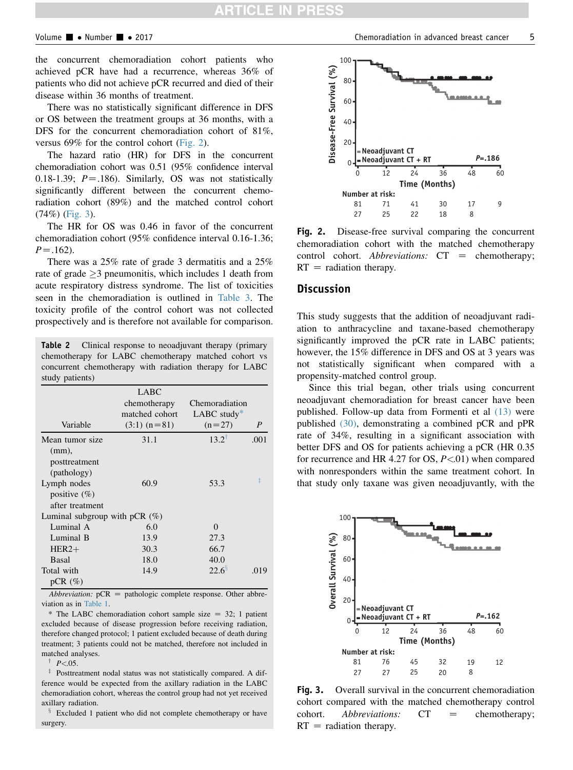the concurrent chemoradiation cohort patients who achieved pCR have had a recurrence, whereas 36% of patients who did not achieve pCR recurred and died of their disease within 36 months of treatment.

There was no statistically significant difference in DFS or OS between the treatment groups at 36 months, with a DFS for the concurrent chemoradiation cohort of 81%, versus 69% for the control cohort (Fig. 2).

The hazard ratio (HR) for DFS in the concurrent chemoradiation cohort was 0.51 (95% confidence interval 0.18-1.39; $P=.186$). Similarly, OS was not statistically significantly different between the concurrent chemoradiation cohort (89%) and the matched control cohort (74%) (Fig. 3).

The HR for OS was 0.46 in favor of the concurrent chemoradiation cohort (95% confidence interval 0.16-1.36; $P=.162$).

There was a 25% rate of grade 3 dermatitis and a 25% rate of grade ≥3 pneumonitis, which includes 1 death from acute respiratory distress syndrome. The list of toxicities seen in the chemoradiation is outlined in Table 3. The toxicity profile of the control cohort was not collected prospectively and is therefore not available for comparison.

**Table 2** Clinical response to neoadjuvant therapy (primary chemotherapy for LABC chemotherapy matched cohort vs concurrent chemotherapy with radiation therapy for LABC study patients)

| Variable | LABC chemotherapy matched cohort (3:1) (n=81) | Chemoradiation LABC study* (n=27) | P |
|---|---|---|---|
| Mean tumor size (mm), posttreatment (pathology) | 31.1 | 13.2[†] | .001 |
| Lymph nodes positive (%) after treatment | 60.9 | 53.3 | [‡] |
| Luminal subgroup with pCR (%) | | | |
| Luminal A | 6.0 | 0 | |
| Luminal B | 13.9 | 27.3 | |
| HER2+ | 30.3 | 66.7 | |
| Basal | 18.0 | 40.0 | |
| Total with pCR (%) | 14.9 | 22.6[§] | .019 |

*Abbreviation:* pCR = pathologic complete response. Other abbreviation as in Table 1.

\* The LABC chemoradiation cohort sample size = 32; 1 patient excluded because of disease progression before receiving radiation, therefore changed protocol; 1 patient excluded because of death during treatment; 3 patients could not be matched, therefore not included in matched analyses.

† $P<.05$.

‡ Posttreatment nodal status was not statistically compared. A difference would be expected from the axillary radiation in the LABC chemoradiation cohort, whereas the control group had not yet received axillary radiation.

§ Excluded 1 patient who did not complete chemotherapy or have surgery.

**Fig. 2.** Disease-free survival comparing the concurrent chemoradiation cohort with the matched chemotherapy control cohort. *Abbreviations:* CT = chemotherapy; RT = radiation therapy.

## Discussion

This study suggests that the addition of neoadjuvant radiation to anthracycline and taxane-based chemotherapy significantly improved the pCR rate in LABC patients; however, the 15% difference in DFS and OS at 3 years was not statistically significant when compared with a propensity-matched control group.

Since this trial began, other trials using concurrent neoadjuvant chemoradiation for breast cancer have been published. Follow-up data from Formenti et al (13) were published (30), demonstrating a combined pCR and pPR rate of 34%, resulting in a significant association with better DFS and OS for patients achieving a pCR (HR 0.35 for recurrence and HR 4.27 for OS, $P<.01$) when compared with nonresponders within the same treatment cohort. In that study only taxane was given neoadjuvantly, with the

**Fig. 3.** Overall survival in the concurrent chemoradiation cohort compared with the matched chemotherapy control cohort. *Abbreviations:* CT = chemotherapy; RT = radiation therapy.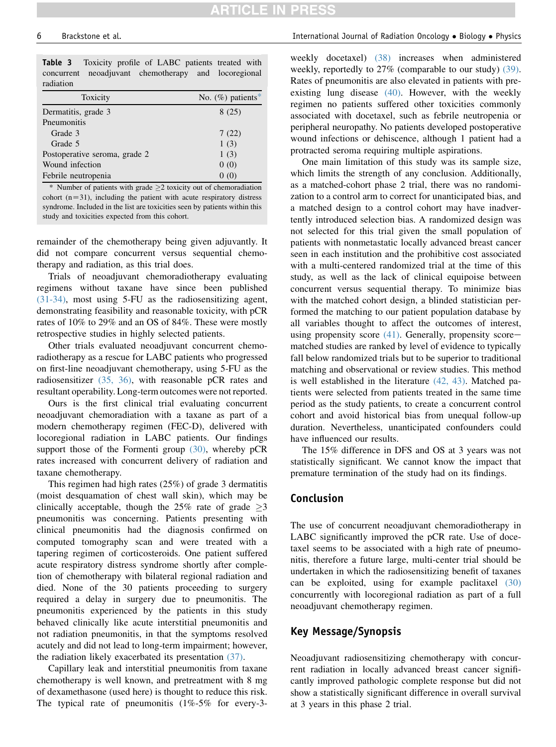**Table 3** Toxicity profile of LABC patients treated with concurrent neoadjuvant chemotherapy and locoregional radiation

| Toxicity | No. (%) patients* |
|---|---|
| Dermatitis, grade 3 | 8 (25) |
| Pneumonitis | |
| Grade 3 | 7 (22) |
| Grade 5 | 1 (3) |
| Postoperative seroma, grade 2 | 1 (3) |
| Wound infection | 0 (0) |
| Febrile neutropenia | 0 (0) |

\* Number of patients with grade ≥2 toxicity out of chemoradiation cohort (n=31), including the patient with acute respiratory distress syndrome. Included in the list are toxicities seen by patients within this study and toxicities expected from this cohort.

remainder of the chemotherapy being given adjuvantly. It did not compare concurrent versus sequential chemotherapy and radiation, as this trial does.

Trials of neoadjuvant chemoradiotherapy evaluating regimens without taxane have since been published (31-34), most using 5-FU as the radiosensitizing agent, demonstrating feasibility and reasonable toxicity, with pCR rates of 10% to 29% and an OS of 84%. These were mostly retrospective studies in highly selected patients.

Other trials evaluated neoadjuvant concurrent chemoradiotherapy as a rescue for LABC patients who progressed on first-line neoadjuvant chemotherapy, using 5-FU as the radiosensitizer (35, 36), with reasonable pCR rates and resultant operability. Long-term outcomes were not reported.

Ours is the first clinical trial evaluating concurrent neoadjuvant chemoradiation with a taxane as part of a modern chemotherapy regimen (FEC-D), delivered with locoregional radiation in LABC patients. Our findings support those of the Formenti group (30), whereby pCR rates increased with concurrent delivery of radiation and taxane chemotherapy.

This regimen had high rates (25%) of grade 3 dermatitis (moist desquamation of chest wall skin), which may be clinically acceptable, though the 25% rate of grade ≥3 pneumonitis was concerning. Patients presenting with clinical pneumonitis had the diagnosis confirmed on computed tomography scan and were treated with a tapering regimen of corticosteroids. One patient suffered acute respiratory distress syndrome shortly after completion of chemotherapy with bilateral regional radiation and died. None of the 30 patients proceeding to surgery required a delay in surgery due to pneumonitis. The pneumonitis experienced by the patients in this study behaved clinically like acute interstitial pneumonitis and not radiation pneumonitis, in that the symptoms resolved acutely and did not lead to long-term impairment; however, the radiation likely exacerbated its presentation (37).

Capillary leak and interstitial pneumonitis from taxane chemotherapy is well known, and pretreatment with 8 mg of dexamethasone (used here) is thought to reduce this risk. The typical rate of pneumonitis (1%-5% for every-3-weekly docetaxel) (38) increases when administered weekly, reportedly to 27% (comparable to our study) (39). Rates of pneumonitis are also elevated in patients with preexisting lung disease (40). However, with the weekly regimen no patients suffered other toxicities commonly associated with docetaxel, such as febrile neutropenia or peripheral neuropathy. No patients developed postoperative wound infections or dehiscence, although 1 patient had a protracted seroma requiring multiple aspirations.

One main limitation of this study was its sample size, which limits the strength of any conclusion. Additionally, as a matched-cohort phase 2 trial, there was no randomization to a control arm to correct for unanticipated bias, and a matched design to a control cohort may have inadvertently introduced selection bias. A randomized design was not selected for this trial given the small population of patients with nonmetastatic locally advanced breast cancer seen in each institution and the prohibitive cost associated with a multi-centered randomized trial at the time of this study, as well as the lack of clinical equipoise between concurrent versus sequential therapy. To minimize bias with the matched cohort design, a blinded statistician performed the matching to our patient population database by all variables thought to affect the outcomes of interest, using propensity score (41). Generally, propensity score–matched studies are ranked by level of evidence to typically fall below randomized trials but to be superior to traditional matching and observational or review studies. This method is well established in the literature (42, 43). Matched patients were selected from patients treated in the same time period as the study patients, to create a concurrent control cohort and avoid historical bias from unequal follow-up duration. Nevertheless, unanticipated confounders could have influenced our results.

The 15% difference in DFS and OS at 3 years was not statistically significant. We cannot know the impact that premature termination of the study had on its findings.

## Conclusion

The use of concurrent neoadjuvant chemoradiotherapy in LABC significantly improved the pCR rate. Use of docetaxel seems to be associated with a high rate of pneumonitis, therefore a future large, multi-center trial should be undertaken in which the radiosensitizing benefit of taxanes can be exploited, using for example paclitaxel (30) concurrently with locoregional radiation as part of a full neoadjuvant chemotherapy regimen.

## Key Message/Synopsis

Neoadjuvant radiosensitizing chemotherapy with concurrent radiation in locally advanced breast cancer significantly improved pathologic complete response but did not show a statistically significant difference in overall survival at 3 years in this phase 2 trial.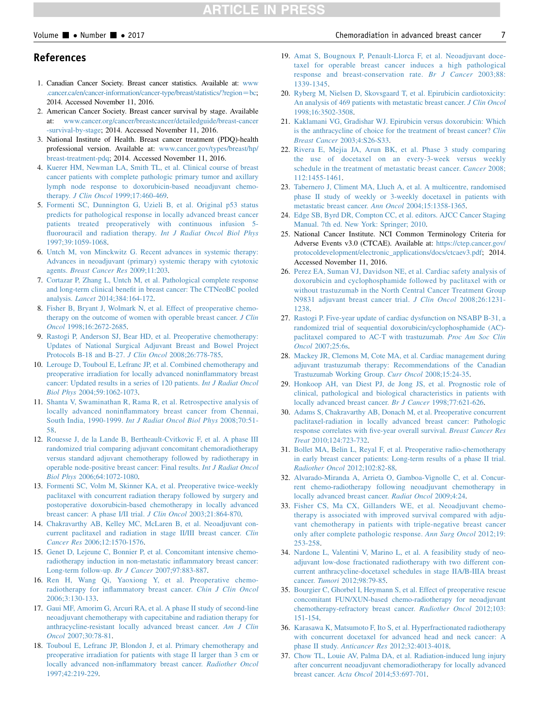## References

1. Canadian Cancer Society. Breast cancer statistics. Available at: www.cancer.ca/en/cancer-information/cancer-type/breast/statistics/?region=bc; 2014. Accessed November 11, 2016.
2. American Cancer Society. Breast cancer survival by stage. Available at: www.cancer.org/cancer/breastcancer/detailedguide/breast-cancer-survival-by-stage; 2014. Accessed November 11, 2016.
3. National Institute of Health. Breast cancer treatment (PDQ)-health professional version. Available at: www.cancer.gov/types/breast/hp/breast-treatment-pdq; 2014. Accessed November 11, 2016.
4. Kuerer HM, Newman LA, Smith TL, et al. Clinical course of breast cancer patients with complete pathologic primary tumor and axillary lymph node response to doxorubicin-based neoadjuvant chemotherapy. *J Clin Oncol* 1999;17:460-469.
5. Formenti SC, Dunnington G, Uzieli B, et al. Original p53 status predicts for pathological response in locally advanced breast cancer patients treated preoperatively with continuous infusion 5-fluorouracil and radiation therapy. *Int J Radiat Oncol Biol Phys* 1997;39:1059-1068.
6. Untch M, von Minckwitz G. Recent advances in systemic therapy: Advances in neoadjuvant (primary) systemic therapy with cytotoxic agents. *Breast Cancer Res* 2009;11:203.
7. Cortazar P, Zhang L, Untch M, et al. Pathological complete response and long-term clinical benefit in breast cancer: The CTNeoBC pooled analysis. *Lancet* 2014;384:164-172.
8. Fisher B, Bryant J, Wolmark N, et al. Effect of preoperative chemotherapy on the outcome of women with operable breast cancer. *J Clin Oncol* 1998;16:2672-2685.
9. Rastogi P, Anderson SJ, Bear HD, et al. Preoperative chemotherapy: Updates of National Surgical Adjuvant Breast and Bowel Project Protocols B-18 and B-27. *J Clin Oncol* 2008;26:778-785.
10. Lerouge D, Touboul E, Lefranc JP, et al. Combined chemotherapy and preoperative irradiation for locally advanced noninflammatory breast cancer: Updated results in a series of 120 patients. *Int J Radiat Oncol Biol Phys* 2004;59:1062-1073.
11. Shanta V, Swaminathan R, Rama R, et al. Retrospective analysis of locally advanced noninflammatory breast cancer from Chennai, South India, 1990-1999. *Int J Radiat Oncol Biol Phys* 2008;70:51-58.
12. Rouesse J, de la Lande B, Bertheault-Cvitkovic F, et al. A phase III randomized trial comparing adjuvant concomitant chemoradiotherapy versus standard adjuvant chemotherapy followed by radiotherapy in operable node-positive breast cancer: Final results. *Int J Radiat Oncol Biol Phys* 2006;64:1072-1080.
13. Formenti SC, Volm M, Skinner KA, et al. Preoperative twice-weekly paclitaxel with concurrent radiation therapy followed by surgery and postoperative doxorubicin-based chemotherapy in locally advanced breast cancer: A phase I/II trial. *J Clin Oncol* 2003;21:864-870.
14. Chakravarthy AB, Kelley MC, McLaren B, et al. Neoadjuvant concurrent paclitaxel and radiation in stage II/III breast cancer. *Clin Cancer Res* 2006;12:1570-1576.
15. Genet D, Lejeune C, Bonnier P, et al. Concomitant intensive chemoradiotherapy induction in non-metastatic inflammatory breast cancer: Long-term follow-up. *Br J Cancer* 2007;97:883-887.
16. Ren H, Wang Qi, Yaoxiong Y, et al. Preoperative chemoradiotherapy for inflammatory breast cancer. *Chin J Clin Oncol* 2006;3:130-133.
17. Gaui MF, Amorim G, Arcuri RA, et al. A phase II study of second-line neoadjuvant chemotherapy with capecitabine and radiation therapy for anthracycline-resistant locally advanced breast cancer. *Am J Clin Oncol* 2007;30:78-81.
18. Touboul E, Lefranc JP, Blondon J, et al. Primary chemotherapy and preoperative irradiation for patients with stage II larger than 3 cm or locally advanced non-inflammatory breast cancer. *Radiother Oncol* 1997;42:219-229.
19. Amat S, Bougnoux P, Penault-Llorca F, et al. Neoadjuvant docetaxel for operable breast cancer induces a high pathological response and breast-conservation rate. *Br J Cancer* 2003;88:1339-1345.
20. Ryberg M, Nielsen D, Skovsgaard T, et al. Epirubicin cardiotoxicity: An analysis of 469 patients with metastatic breast cancer. *J Clin Oncol* 1998;16:3502-3508.
21. Kaklamani VG, Gradishar WJ. Epirubicin versus doxorubicin: Which is the anthracycline of choice for the treatment of breast cancer? *Clin Breast Cancer* 2003;4:S26-S33.
22. Rivera E, Mejia JA, Arun BK, et al. Phase 3 study comparing the use of docetaxel on an every-3-week versus weekly schedule in the treatment of metastatic breast cancer. *Cancer* 2008;112:1455-1461.
23. Tabernero J, Climent MA, Lluch A, et al. A multicentre, randomised phase II study of weekly or 3-weekly docetaxel in patients with metastatic breast cancer. *Ann Oncol* 2004;15:1358-1365.
24. Edge SB, Byrd DR, Compton CC, et al. editors. AJCC Cancer Staging Manual. 7th ed. New York: Springer; 2010.
25. National Cancer Institute. NCI Common Terminology Criteria for Adverse Events v3.0 (CTCAE). Available at: https://ctep.cancer.gov/protocoldevelopment/electronic_applications/docs/ctcaev3.pdf; 2014. Accessed November 11, 2016.
26. Perez EA, Suman VJ, Davidson NE, et al. Cardiac safety analysis of doxorubicin and cyclophosphamide followed by paclitaxel with or without trastuzumab in the North Central Cancer Treatment Group N9831 adjuvant breast cancer trial. *J Clin Oncol* 2008;26:1231-1238.
27. Rastogi P. Five-year update of cardiac dysfunction on NSABP B-31, a randomized trial of sequential doxorubicin/cyclophosphamide (AC)-paclitaxel compared to AC-T with trastuzumab. *Proc Am Soc Clin Oncol* 2007;25:6s.
28. Mackey JR, Clemons M, Cote MA, et al. Cardiac management during adjuvant trastuzumab therapy: Recommendations of the Canadian Trastuzumab Working Group. *Curr Oncol* 2008;15:24-35.
29. Honkoop AH, van Diest PJ, de Jong JS, et al. Prognostic role of clinical, pathological and biological characteristics in patients with locally advanced breast cancer. *Br J Cancer* 1998;77:621-626.
30. Adams S, Chakravarthy AB, Donach M, et al. Preoperative concurrent paclitaxel-radiation in locally advanced breast cancer: Pathologic response correlates with five-year overall survival. *Breast Cancer Res Treat* 2010;124:723-732.
31. Bollet MA, Belin L, Reyal F, et al. Preoperative radio-chemotherapy in early breast cancer patients: Long-term results of a phase II trial. *Radiother Oncol* 2012;102:82-88.
32. Alvarado-Miranda A, Arrieta O, Gamboa-Vignolle C, et al. Concurrent chemo-radiotherapy following neoadjuvant chemotherapy in locally advanced breast cancer. *Radiat Oncol* 2009;4:24.
33. Fisher CS, Ma CX, Gillanders WE, et al. Neoadjuvant chemotherapy is associated with improved survival compared with adjuvant chemotherapy in patients with triple-negative breast cancer only after complete pathologic response. *Ann Surg Oncol* 2012;19:253-258.
34. Nardone L, Valentini V, Marino L, et al. A feasibility study of neoadjuvant low-dose fractionated radiotherapy with two different concurrent anthracycline-docetaxel schedules in stage IIA/B-IIIA breast cancer. *Tumori* 2012;98:79-85.
35. Bourgier C, Ghorbel I, Heymann S, et al. Effect of preoperative rescue concomitant FUN/XUN-based chemo-radiotherapy for neoadjuvant chemotherapy-refractory breast cancer. *Radiother Oncol* 2012;103:151-154.
36. Karasawa K, Matsumoto F, Ito S, et al. Hyperfractionated radiotherapy with concurrent docetaxel for advanced head and neck cancer: A phase II study. *Anticancer Res* 2012;32:4013-4018.
37. Chow TL, Louie AV, Palma DA, et al. Radiation-induced lung injury after concurrent neoadjuvant chemoradiotherapy for locally advanced breast cancer. *Acta Oncol* 2014;53:697-701.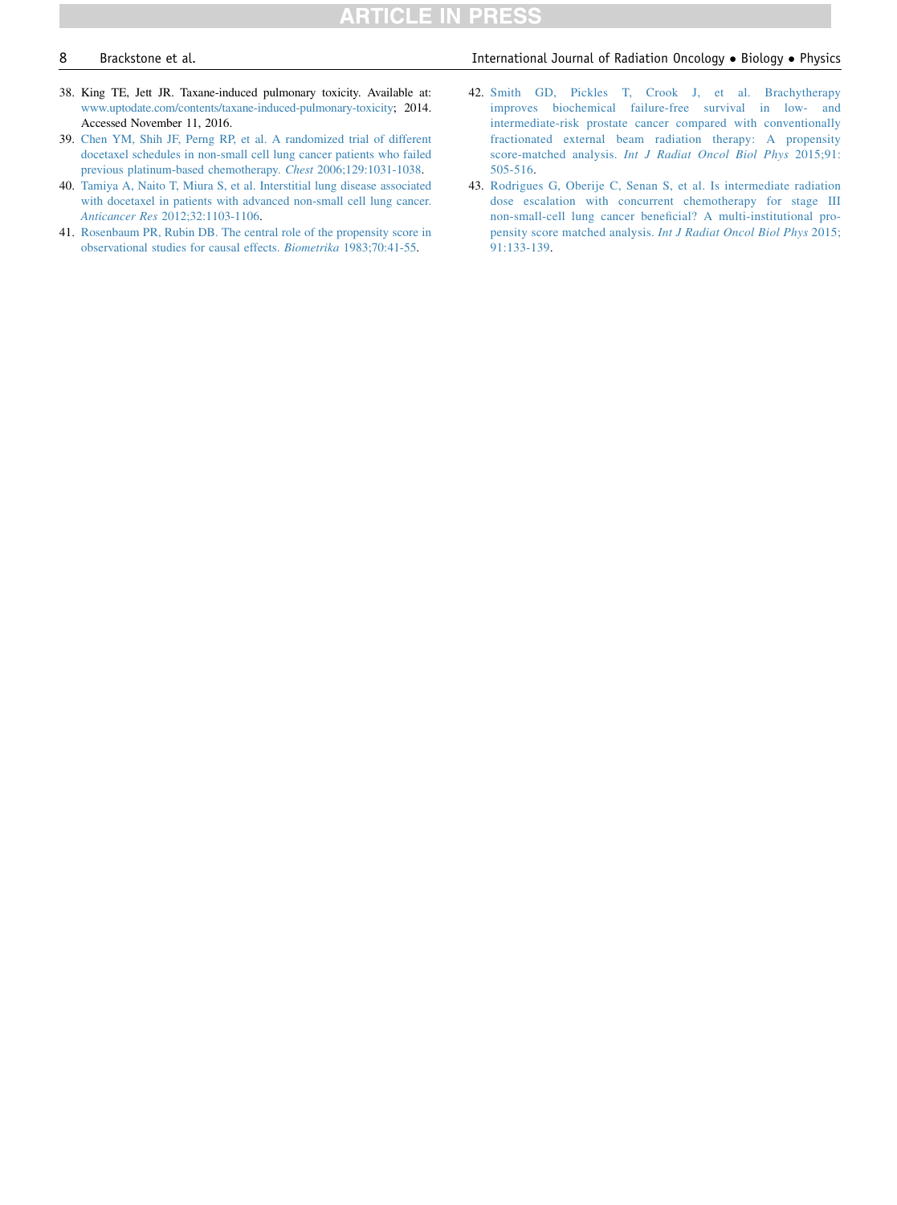38. King TE, Jett JR. Taxane-induced pulmonary toxicity. Available at: www.uptodate.com/contents/taxane-induced-pulmonary-toxicity; 2014. Accessed November 11, 2016.
39. Chen YM, Shih JF, Perng RP, et al. A randomized trial of different docetaxel schedules in non-small cell lung cancer patients who failed previous platinum-based chemotherapy. *Chest* 2006;129:1031-1038.
40. Tamiya A, Naito T, Miura S, et al. Interstitial lung disease associated with docetaxel in patients with advanced non-small cell lung cancer. *Anticancer Res* 2012;32:1103-1106.
41. Rosenbaum PR, Rubin DB. The central role of the propensity score in observational studies for causal effects. *Biometrika* 1983;70:41-55.
42. Smith GD, Pickles T, Crook J, et al. Brachytherapy improves biochemical failure-free survival in low- and intermediate-risk prostate cancer compared with conventionally fractionated external beam radiation therapy: A propensity score-matched analysis. *Int J Radiat Oncol Biol Phys* 2015;91:505-516.
43. Rodrigues G, Oberije C, Senan S, et al. Is intermediate radiation dose escalation with concurrent chemotherapy for stage III non-small-cell lung cancer beneficial? A multi-institutional propensity score matched analysis. *Int J Radiat Oncol Biol Phys* 2015;91:133-139.